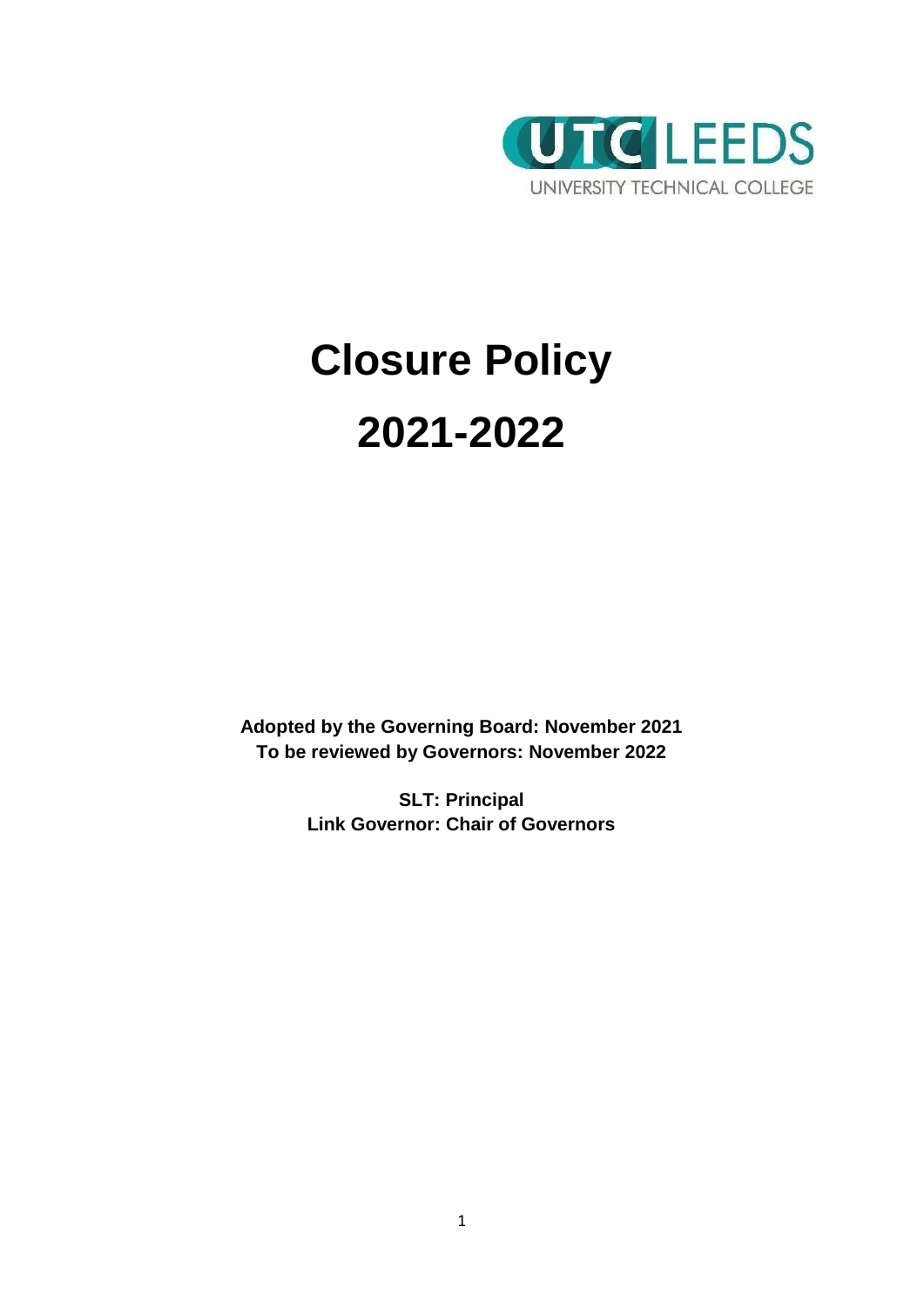UTC LEEDS

UNIVERSITY TECHNICAL COLLEGE

# Closure Policy

# 2021-2022

**Adopted by the Governing Board: November 2021**
**To be reviewed by Governors: November 2022**

**SLT: Principal**
**Link Governor: Chair of Governors**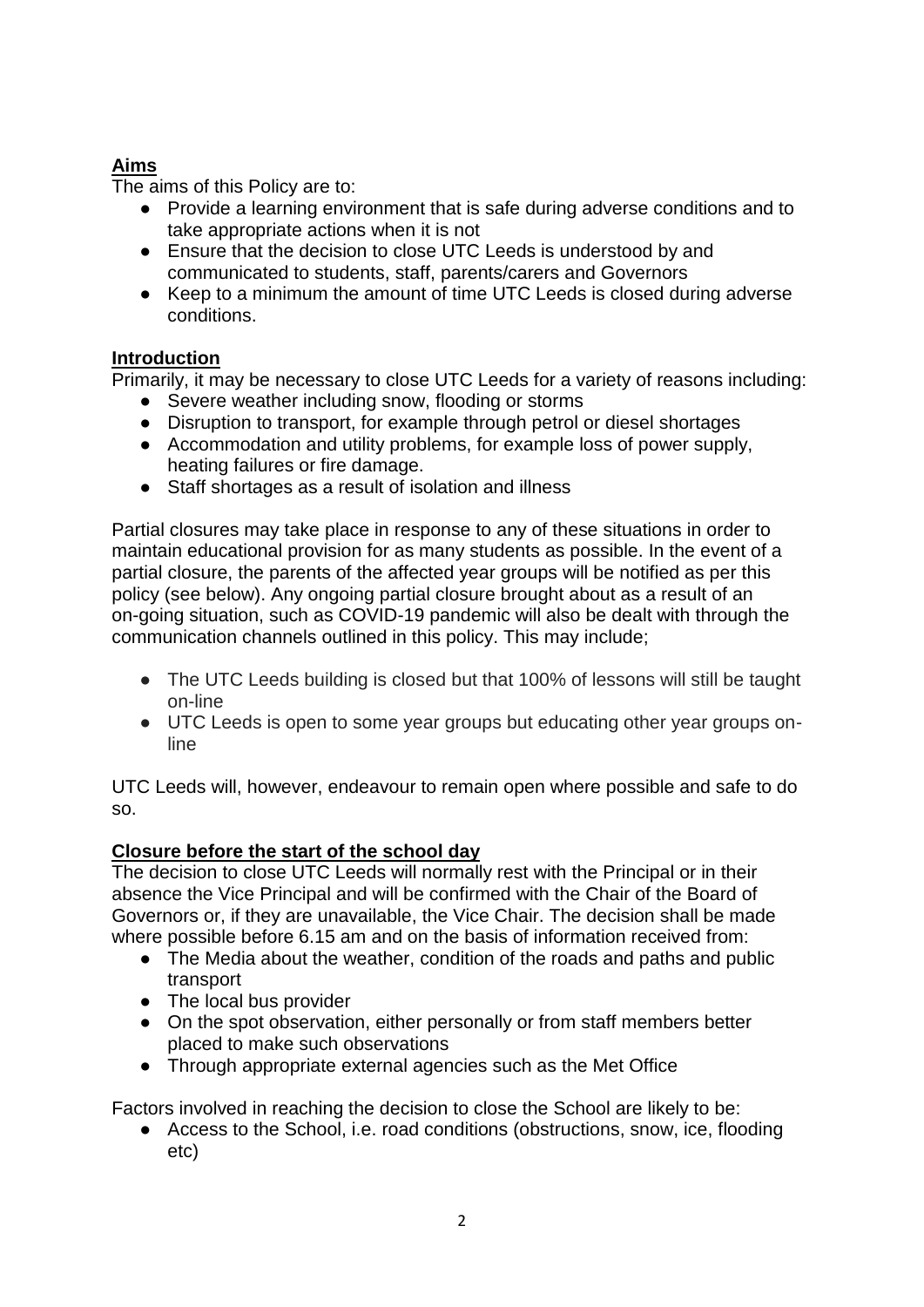## Aims

The aims of this Policy are to:

- Provide a learning environment that is safe during adverse conditions and to take appropriate actions when it is not
- Ensure that the decision to close UTC Leeds is understood by and communicated to students, staff, parents/carers and Governors
- Keep to a minimum the amount of time UTC Leeds is closed during adverse conditions.

## Introduction

Primarily, it may be necessary to close UTC Leeds for a variety of reasons including:

- Severe weather including snow, flooding or storms
- Disruption to transport, for example through petrol or diesel shortages
- Accommodation and utility problems, for example loss of power supply, heating failures or fire damage.
- Staff shortages as a result of isolation and illness

Partial closures may take place in response to any of these situations in order to maintain educational provision for as many students as possible. In the event of a partial closure, the parents of the affected year groups will be notified as per this policy (see below). Any ongoing partial closure brought about as a result of an on-going situation, such as COVID-19 pandemic will also be dealt with through the communication channels outlined in this policy. This may include;

- The UTC Leeds building is closed but that 100% of lessons will still be taught on-line
- UTC Leeds is open to some year groups but educating other year groups on-line

UTC Leeds will, however, endeavour to remain open where possible and safe to do so.

## Closure before the start of the school day

The decision to close UTC Leeds will normally rest with the Principal or in their absence the Vice Principal and will be confirmed with the Chair of the Board of Governors or, if they are unavailable, the Vice Chair. The decision shall be made where possible before 6.15 am and on the basis of information received from:

- The Media about the weather, condition of the roads and paths and public transport
- The local bus provider
- On the spot observation, either personally or from staff members better placed to make such observations
- Through appropriate external agencies such as the Met Office

Factors involved in reaching the decision to close the School are likely to be:

- Access to the School, i.e. road conditions (obstructions, snow, ice, flooding etc)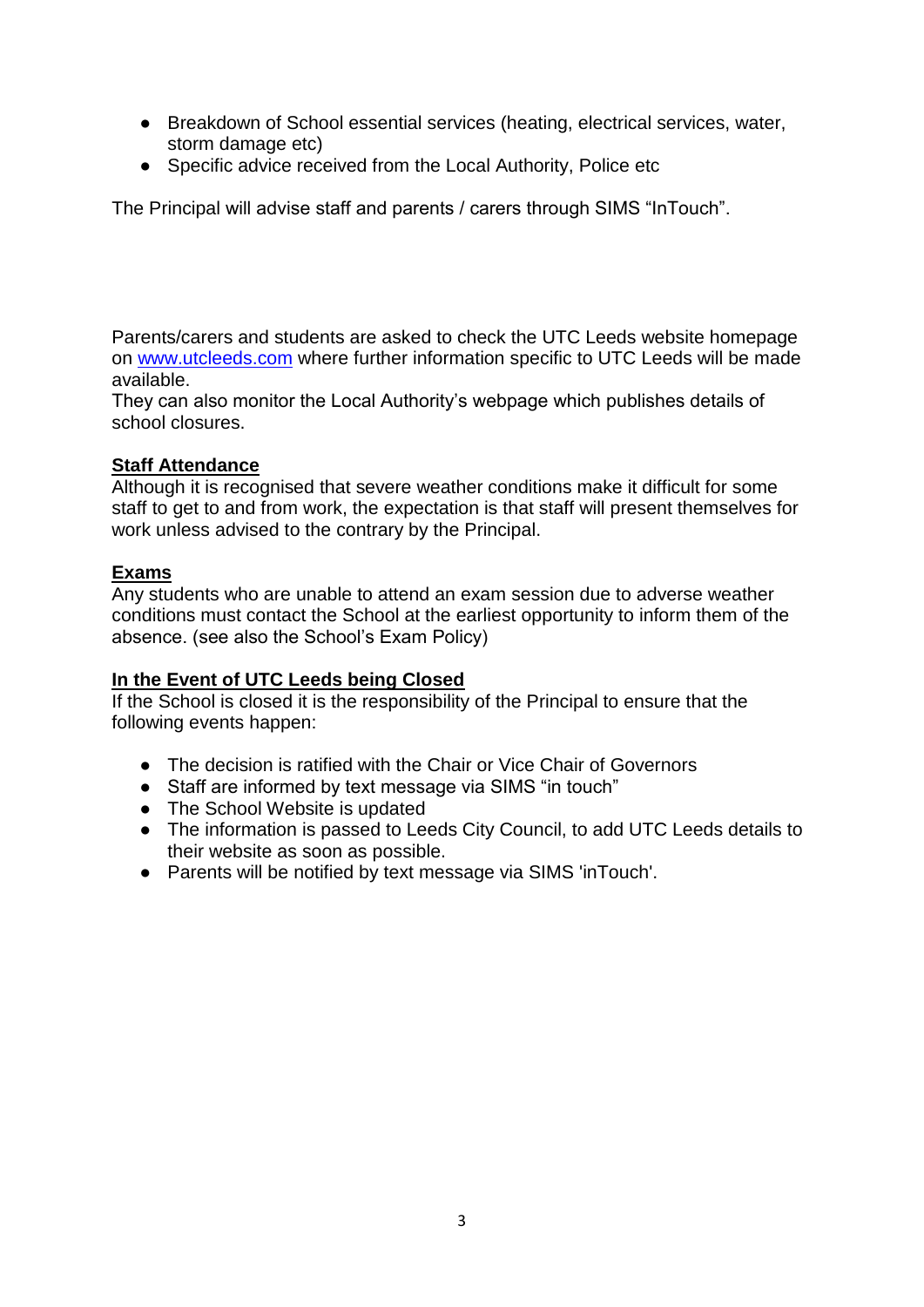- Breakdown of School essential services (heating, electrical services, water, storm damage etc)
- Specific advice received from the Local Authority, Police etc

The Principal will advise staff and parents / carers through SIMS “InTouch”.

Parents/carers and students are asked to check the UTC Leeds website homepage on [www.utcleeds.com](http://www.utcleeds.com) where further information specific to UTC Leeds will be made available.
They can also monitor the Local Authority’s webpage which publishes details of school closures.

**Staff Attendance**

Although it is recognised that severe weather conditions make it difficult for some staff to get to and from work, the expectation is that staff will present themselves for work unless advised to the contrary by the Principal.

**Exams**

Any students who are unable to attend an exam session due to adverse weather conditions must contact the School at the earliest opportunity to inform them of the absence. (see also the School’s Exam Policy)

**In the Event of UTC Leeds being Closed**

If the School is closed it is the responsibility of the Principal to ensure that the following events happen:

- The decision is ratified with the Chair or Vice Chair of Governors
- Staff are informed by text message via SIMS “in touch”
- The School Website is updated
- The information is passed to Leeds City Council, to add UTC Leeds details to their website as soon as possible.
- Parents will be notified by text message via SIMS 'inTouch'.